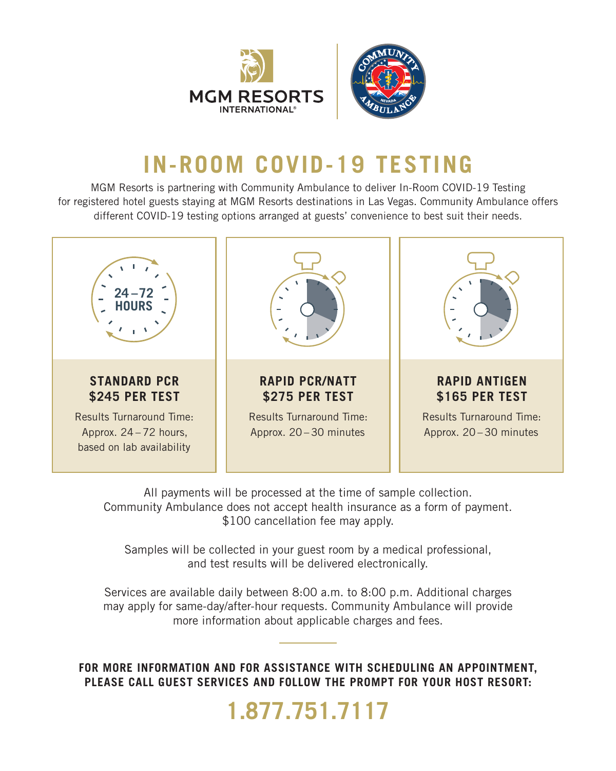MGM RESORTS INTERNATIONAL®

COMMUNITY AMBULANCE NEVADA

# IN-ROOM COVID-19 TESTING

MGM Resorts is partnering with Community Ambulance to deliver In-Room COVID-19 Testing for registered hotel guests staying at MGM Resorts destinations in Las Vegas. Community Ambulance offers different COVID-19 testing options arranged at guests' convenience to best suit their needs.

24 – 72 HOURS

**STANDARD PCR**
**$245 PER TEST**

Results Turnaround Time:
Approx. 24 – 72 hours,
based on lab availability

**RAPID PCR/NATT**
**$275 PER TEST**

Results Turnaround Time:
Approx. 20 – 30 minutes

**RAPID ANTIGEN**
**$165 PER TEST**

Results Turnaround Time:
Approx. 20 – 30 minutes

All payments will be processed at the time of sample collection.
Community Ambulance does not accept health insurance as a form of payment.
$100 cancellation fee may apply.

Samples will be collected in your guest room by a medical professional, and test results will be delivered electronically.

Services are available daily between 8:00 a.m. to 8:00 p.m. Additional charges may apply for same-day/after-hour requests. Community Ambulance will provide more information about applicable charges and fees.

**FOR MORE INFORMATION AND FOR ASSISTANCE WITH SCHEDULING AN APPOINTMENT, PLEASE CALL GUEST SERVICES AND FOLLOW THE PROMPT FOR YOUR HOST RESORT:**

## 1.877.751.7117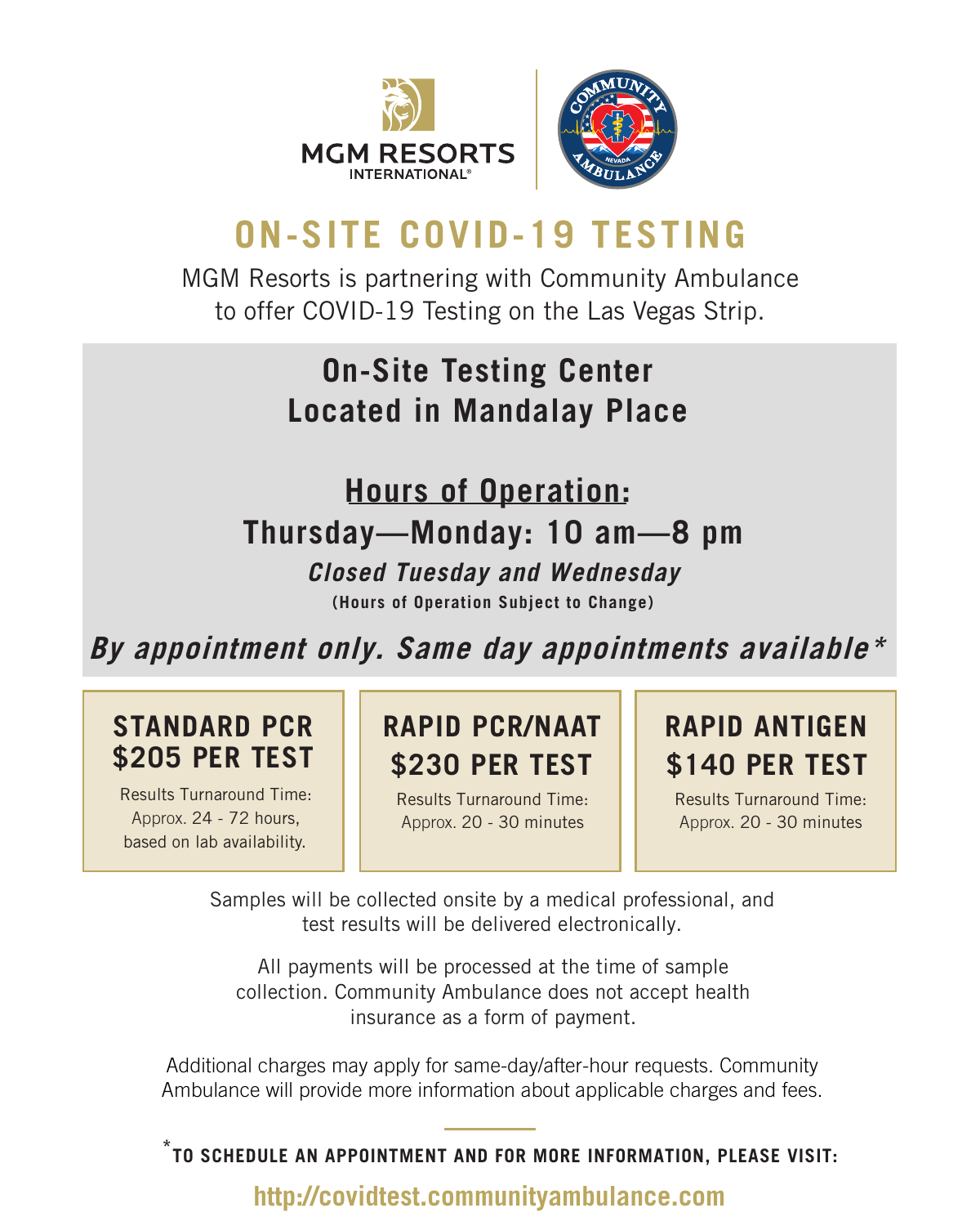MGM RESORTS INTERNATIONAL®

COMMUNITY AMBULANCE NEVADA

# ON-SITE COVID-19 TESTING

MGM Resorts is partnering with Community Ambulance to offer COVID-19 Testing on the Las Vegas Strip.

## On-Site Testing Center Located in Mandalay Place

**Hours of Operation:**

**Thursday—Monday: 10 am—8 pm**

***Closed Tuesday and Wednesday***

**(Hours of Operation Subject to Change)**

***By appointment only. Same day appointments available****

### STANDARD PCR $205 PER TEST

Results Turnaround Time: Approx. 24 - 72 hours, based on lab availability.

### RAPID PCR/NAAT $230 PER TEST

Results Turnaround Time: Approx. 20 - 30 minutes

### RAPID ANTIGEN $140 PER TEST

Results Turnaround Time: Approx. 20 - 30 minutes

Samples will be collected onsite by a medical professional, and test results will be delivered electronically.

All payments will be processed at the time of sample collection. Community Ambulance does not accept health insurance as a form of payment.

Additional charges may apply for same-day/after-hour requests. Community Ambulance will provide more information about applicable charges and fees.

***TO SCHEDULE AN APPOINTMENT AND FOR MORE INFORMATION, PLEASE VISIT:**

**http://covidtest.communityambulance.com**